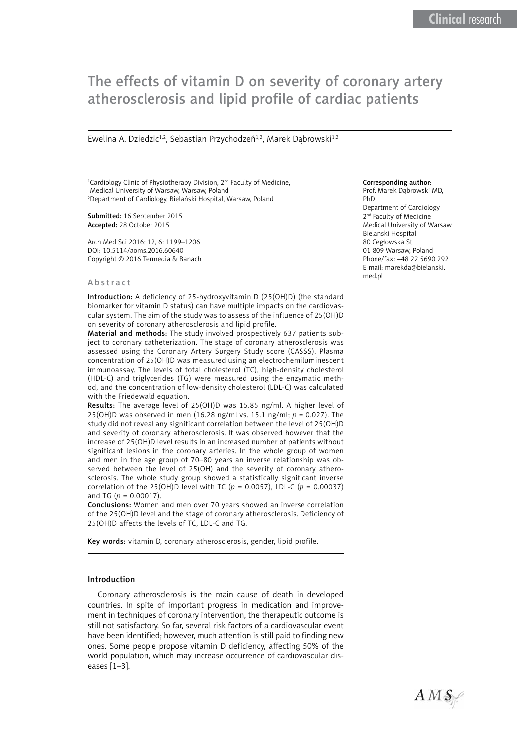# The effects of vitamin D on severity of coronary artery atherosclerosis and lipid profile of cardiac patients

Ewelina A. Dziedzic[1,2], Sebastian Przychodzeń[1,2], Marek Dąbrowski[1,2]

[1]Cardiology Clinic of Physiotherapy Division, 2nd Faculty of Medicine, Medical University of Warsaw, Warsaw, Poland
[2]Department of Cardiology, Bielański Hospital, Warsaw, Poland

**Submitted:** 16 September 2015
**Accepted:** 28 October 2015

Arch Med Sci 2016; 12, 6: 1199–1206
DOI: 10.5114/aoms.2016.60640
Copyright © 2016 Termedia & Banach

**Corresponding author:**
Prof. Marek Dąbrowski MD, PhD
Department of Cardiology
2nd Faculty of Medicine
Medical University of Warsaw
Bielanski Hospital
80 Cegłowska St
01-809 Warsaw, Poland
Phone/fax: +48 22 5690 292
E-mail: marekda@bielanski.med.pl

## Abstract

**Introduction:** A deficiency of 25-hydroxyvitamin D (25(OH)D) (the standard biomarker for vitamin D status) can have multiple impacts on the cardiovascular system. The aim of the study was to assess of the influence of 25(OH)D on severity of coronary atherosclerosis and lipid profile.

**Material and methods:** The study involved prospectively 637 patients subject to coronary catheterization. The stage of coronary atherosclerosis was assessed using the Coronary Artery Surgery Study score (CASSS). Plasma concentration of 25(OH)D was measured using an electrochemiluminescent immunoassay. The levels of total cholesterol (TC), high-density cholesterol (HDL-C) and triglycerides (TG) were measured using the enzymatic method, and the concentration of low-density cholesterol (LDL-C) was calculated with the Friedewald equation.

**Results:** The average level of 25(OH)D was 15.85 ng/ml. A higher level of 25(OH)D was observed in men (16.28 ng/ml vs. 15.1 ng/ml; $p = 0.027$). The study did not reveal any significant correlation between the level of 25(OH)D and severity of coronary atherosclerosis. It was observed however that the increase of 25(OH)D level results in an increased number of patients without significant lesions in the coronary arteries. In the whole group of women and men in the age group of 70–80 years an inverse relationship was observed between the level of 25(OH) and the severity of coronary atherosclerosis. The whole study group showed a statistically significant inverse correlation of the 25(OH)D level with TC ($p = 0.0057$), LDL-C ($p = 0.00037$) and TG ($p = 0.00017$).

**Conclusions:** Women and men over 70 years showed an inverse correlation of the 25(OH)D level and the stage of coronary atherosclerosis. Deficiency of 25(OH)D affects the levels of TC, LDL-C and TG.

**Key words:** vitamin D, coronary atherosclerosis, gender, lipid profile.

## Introduction

Coronary atherosclerosis is the main cause of death in developed countries. In spite of important progress in medication and improvement in techniques of coronary intervention, the therapeutic outcome is still not satisfactory. So far, several risk factors of a cardiovascular event have been identified; however, much attention is still paid to finding new ones. Some people propose vitamin D deficiency, affecting 50% of the world population, which may increase occurrence of cardiovascular diseases [1–3].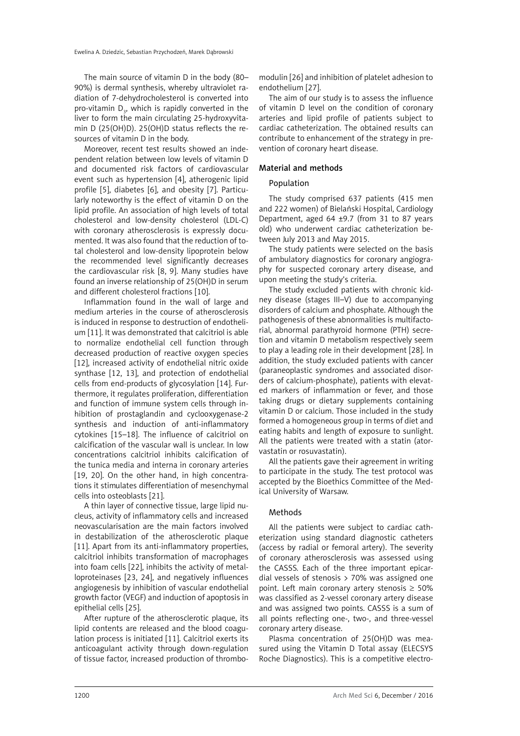The main source of vitamin D in the body (80–90%) is dermal synthesis, whereby ultraviolet radiation of 7-dehydrocholesterol is converted into pro-vitamin $D_3$, which is rapidly converted in the liver to form the main circulating 25-hydroxyvitamin D (25(OH)D). 25(OH)D status reflects the resources of vitamin D in the body.

Moreover, recent test results showed an independent relation between low levels of vitamin D and documented risk factors of cardiovascular event such as hypertension [4], atherogenic lipid profile [5], diabetes [6], and obesity [7]. Particularly noteworthy is the effect of vitamin D on the lipid profile. An association of high levels of total cholesterol and low-density cholesterol (LDL-C) with coronary atherosclerosis is expressly documented. It was also found that the reduction of total cholesterol and low-density lipoprotein below the recommended level significantly decreases the cardiovascular risk [8, 9]. Many studies have found an inverse relationship of 25(OH)D in serum and different cholesterol fractions [10].

Inflammation found in the wall of large and medium arteries in the course of atherosclerosis is induced in response to destruction of endothelium [11]. It was demonstrated that calcitriol is able to normalize endothelial cell function through decreased production of reactive oxygen species [12], increased activity of endothelial nitric oxide synthase [12, 13], and protection of endothelial cells from end-products of glycosylation [14]. Furthermore, it regulates proliferation, differentiation and function of immune system cells through inhibition of prostaglandin and cyclooxygenase-2 synthesis and induction of anti-inflammatory cytokines [15–18]. The influence of calcitriol on calcification of the vascular wall is unclear. In low concentrations calcitriol inhibits calcification of the tunica media and interna in coronary arteries [19, 20]. On the other hand, in high concentrations it stimulates differentiation of mesenchymal cells into osteoblasts [21].

A thin layer of connective tissue, large lipid nucleus, activity of inflammatory cells and increased neovascularisation are the main factors involved in destabilization of the atherosclerotic plaque [11]. Apart from its anti-inflammatory properties, calcitriol inhibits transformation of macrophages into foam cells [22], inhibits the activity of metalloproteinases [23, 24], and negatively influences angiogenesis by inhibition of vascular endothelial growth factor (VEGF) and induction of apoptosis in epithelial cells [25].

After rupture of the atherosclerotic plaque, its lipid contents are released and the blood coagulation process is initiated [11]. Calcitriol exerts its anticoagulant activity through down-regulation of tissue factor, increased production of thrombomodulin [26] and inhibition of platelet adhesion to endothelium [27].

The aim of our study is to assess the influence of vitamin D level on the condition of coronary arteries and lipid profile of patients subject to cardiac catheterization. The obtained results can contribute to enhancement of the strategy in prevention of coronary heart disease.

## Material and methods

### Population

The study comprised 637 patients (415 men and 222 women) of Bielański Hospital, Cardiology Department, aged 64 ±9.7 (from 31 to 87 years old) who underwent cardiac catheterization between July 2013 and May 2015.

The study patients were selected on the basis of ambulatory diagnostics for coronary angiography for suspected coronary artery disease, and upon meeting the study's criteria.

The study excluded patients with chronic kidney disease (stages III–V) due to accompanying disorders of calcium and phosphate. Although the pathogenesis of these abnormalities is multifactorial, abnormal parathyroid hormone (PTH) secretion and vitamin D metabolism respectively seem to play a leading role in their development [28]. In addition, the study excluded patients with cancer (paraneoplastic syndromes and associated disorders of calcium-phosphate), patients with elevated markers of inflammation or fever, and those taking drugs or dietary supplements containing vitamin D or calcium. Those included in the study formed a homogeneous group in terms of diet and eating habits and length of exposure to sunlight. All the patients were treated with a statin (atorvastatin or rosuvastatin).

All the patients gave their agreement in writing to participate in the study. The test protocol was accepted by the Bioethics Committee of the Medical University of Warsaw.

### Methods

All the patients were subject to cardiac catheterization using standard diagnostic catheters (access by radial or femoral artery). The severity of coronary atherosclerosis was assessed using the CASSS. Each of the three important epicardial vessels of stenosis > 70% was assigned one point. Left main coronary artery stenosis ≥ 50% was classified as 2-vessel coronary artery disease and was assigned two points. CASSS is a sum of all points reflecting one-, two-, and three-vessel coronary artery disease.

Plasma concentration of 25(OH)D was measured using the Vitamin D Total assay (ELECSYS Roche Diagnostics). This is a competitive electro-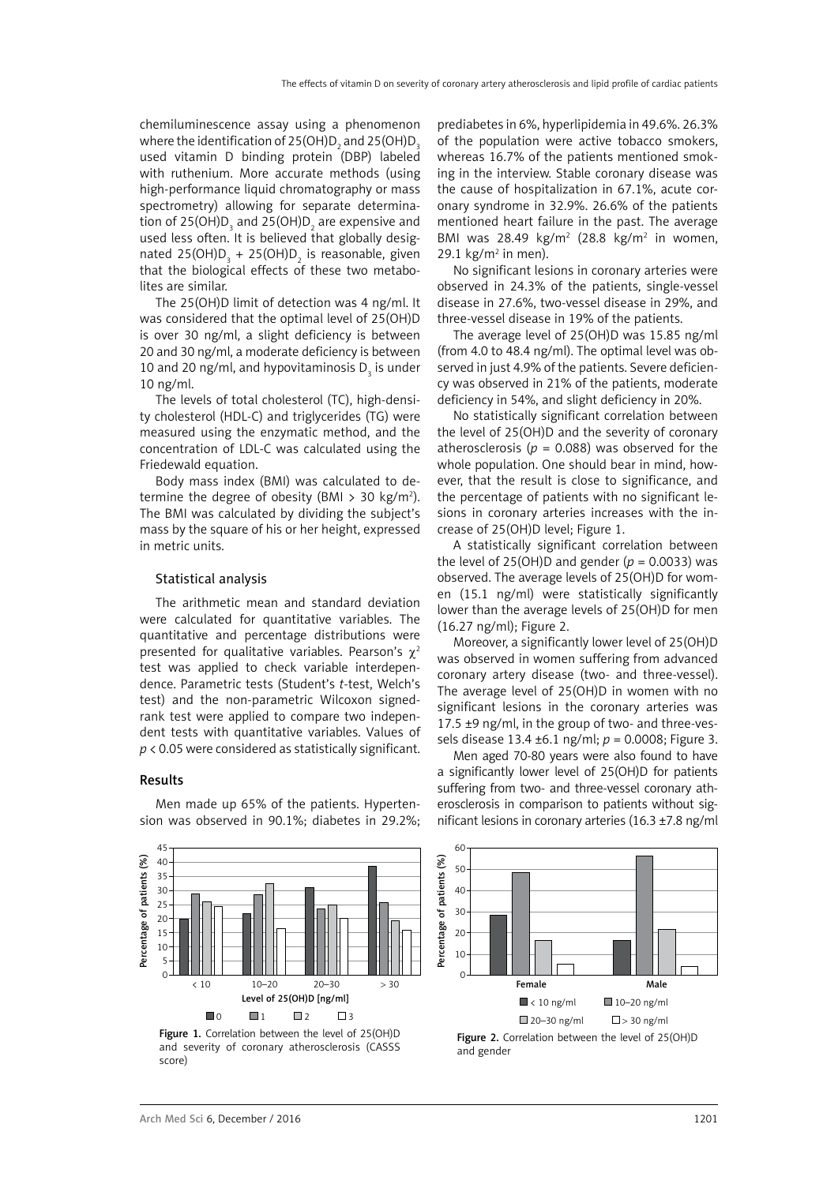chemiluminescence assay using a phenomenon where the identification of 25(OH)$D_2$ and 25(OH)$D_3$ used vitamin D binding protein (DBP) labeled with ruthenium. More accurate methods (using high-performance liquid chromatography or mass spectrometry) allowing for separate determination of 25(OH)$D_3$ and 25(OH)$D_2$ are expensive and used less often. It is believed that globally designated 25(OH)$D_3$ + 25(OH)$D_2$ is reasonable, given that the biological effects of these two metabolites are similar.

The 25(OH)D limit of detection was 4 ng/ml. It was considered that the optimal level of 25(OH)D is over 30 ng/ml, a slight deficiency is between 20 and 30 ng/ml, a moderate deficiency is between 10 and 20 ng/ml, and hypovitaminosis $D_3$ is under 10 ng/ml.

The levels of total cholesterol (TC), high-density cholesterol (HDL-C) and triglycerides (TG) were measured using the enzymatic method, and the concentration of LDL-C was calculated using the Friedewald equation.

Body mass index (BMI) was calculated to determine the degree of obesity (BMI > 30 kg/m$^2$). The BMI was calculated by dividing the subject's mass by the square of his or her height, expressed in metric units.

### Statistical analysis

The arithmetic mean and standard deviation were calculated for quantitative variables. The quantitative and percentage distributions were presented for qualitative variables. Pearson's $\chi^2$ test was applied to check variable interdependence. Parametric tests (Student's *t*-test, Welch's test) and the non-parametric Wilcoxon signed-rank test were applied to compare two independent tests with quantitative variables. Values of $p < 0.05$ were considered as statistically significant.

## Results

Men made up 65% of the patients. Hypertension was observed in 90.1%; diabetes in 29.2%; prediabetes in 6%, hyperlipidemia in 49.6%. 26.3% of the population were active tobacco smokers, whereas 16.7% of the patients mentioned smoking in the interview. Stable coronary disease was the cause of hospitalization in 67.1%, acute coronary syndrome in 32.9%. 26.6% of the patients mentioned heart failure in the past. The average BMI was 28.49 kg/m$^2$ (28.8 kg/m$^2$ in women, 29.1 kg/m$^2$ in men).

No significant lesions in coronary arteries were observed in 24.3% of the patients, single-vessel disease in 27.6%, two-vessel disease in 29%, and three-vessel disease in 19% of the patients.

The average level of 25(OH)D was 15.85 ng/ml (from 4.0 to 48.4 ng/ml). The optimal level was observed in just 4.9% of the patients. Severe deficiency was observed in 21% of the patients, moderate deficiency in 54%, and slight deficiency in 20%.

No statistically significant correlation between the level of 25(OH)D and the severity of coronary atherosclerosis ($p = 0.088$) was observed for the whole population. One should bear in mind, however, that the result is close to significance, and the percentage of patients with no significant lesions in coronary arteries increases with the increase of 25(OH)D level; Figure 1.

A statistically significant correlation between the level of 25(OH)D and gender ($p = 0.0033$) was observed. The average levels of 25(OH)D for women (15.1 ng/ml) were statistically significantly lower than the average levels of 25(OH)D for men (16.27 ng/ml); Figure 2.

Moreover, a significantly lower level of 25(OH)D was observed in women suffering from advanced coronary artery disease (two- and three-vessel). The average level of 25(OH)D in women with no significant lesions in the coronary arteries was 17.5 ±9 ng/ml, in the group of two- and three-vessels disease 13.4 ±6.1 ng/ml; $p = 0.0008$; Figure 3.

Men aged 70-80 years were also found to have a significantly lower level of 25(OH)D for patients suffering from two- and three-vessel coronary atherosclerosis in comparison to patients without significant lesions in coronary arteries (16.3 ±7.8 ng/ml

**Figure 1.** Correlation between the level of 25(OH)D and severity of coronary atherosclerosis (CASSS score)

**Figure 2.** Correlation between the level of 25(OH)D and gender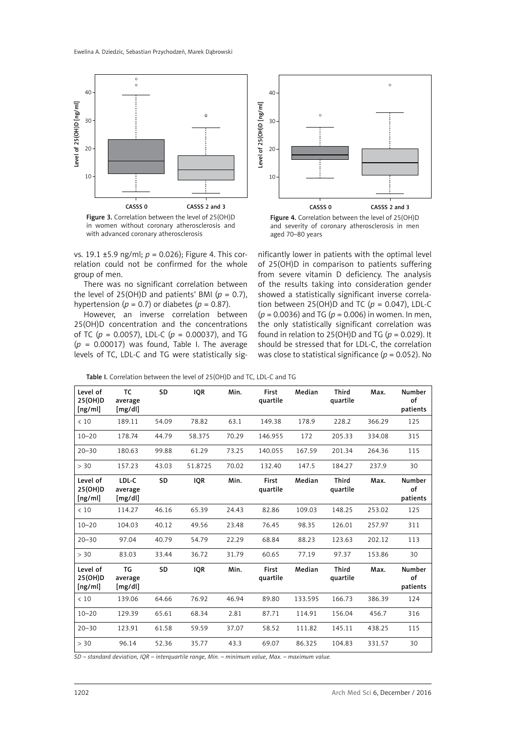Figure 3. Correlation between the level of 25(OH)D in women without coronary atherosclerosis and with advanced coronary atherosclerosis

Figure 4. Correlation between the level of 25(OH)D and severity of coronary atherosclerosis in men aged 70–80 years

vs. 19.1 ±5.9 ng/ml; $p = 0.026$); Figure 4. This correlation could not be confirmed for the whole group of men.

There was no significant correlation between the level of 25(OH)D and patients' BMI ($p = 0.7$), hypertension ($p = 0.7$) or diabetes ($p = 0.87$).

However, an inverse correlation between 25(OH)D concentration and the concentrations of TC ($p = 0.0057$), LDL-C ($p = 0.00037$), and TG ($p = 0.00017$) was found, Table I. The average levels of TC, LDL-C and TG were statistically significantly lower in patients with the optimal level of 25(OH)D in comparison to patients suffering from severe vitamin D deficiency. The analysis of the results taking into consideration gender showed a statistically significant inverse correlation between 25(OH)D and TC ($p = 0.047$), LDL-C ($p = 0.0036$) and TG ($p = 0.006$) in women. In men, the only statistically significant correlation was found in relation to 25(OH)D and TG ($p = 0.029$). It should be stressed that for LDL-C, the correlation was close to statistical significance ($p = 0.052$). No

**Table I.** Correlation between the level of 25(OH)D and TC, LDL-C and TG

| Level of 25(OH)D [ng/ml] | TC average [mg/dl] | SD | IQR | Min. | First quartile | Median | Third quartile | Max. | Number of patients |
|---|---|---|---|---|---|---|---|---|---|
| < 10 | 189.11 | 54.09 | 78.82 | 63.1 | 149.38 | 178.9 | 228.2 | 366.29 | 125 |
| 10–20 | 178.74 | 44.79 | 58.375 | 70.29 | 146.955 | 172 | 205.33 | 334.08 | 315 |
| 20–30 | 180.63 | 99.88 | 61.29 | 73.25 | 140.055 | 167.59 | 201.34 | 264.36 | 115 |
| > 30 | 157.23 | 43.03 | 51.8725 | 70.02 | 132.40 | 147.5 | 184.27 | 237.9 | 30 |
| **Level of 25(OH)D [ng/ml]** | **LDL-C average [mg/dl]** | **SD** | **IQR** | **Min.** | **First quartile** | **Median** | **Third quartile** | **Max.** | **Number of patients** |
| < 10 | 114.27 | 46.16 | 65.39 | 24.43 | 82.86 | 109.03 | 148.25 | 253.02 | 125 |
| 10–20 | 104.03 | 40.12 | 49.56 | 23.48 | 76.45 | 98.35 | 126.01 | 257.97 | 311 |
| 20–30 | 97.04 | 40.79 | 54.79 | 22.29 | 68.84 | 88.23 | 123.63 | 202.12 | 113 |
| > 30 | 83.03 | 33.44 | 36.72 | 31.79 | 60.65 | 77.19 | 97.37 | 153.86 | 30 |
| **Level of 25(OH)D [ng/ml]** | **TG average [mg/dl]** | **SD** | **IQR** | **Min.** | **First quartile** | **Median** | **Third quartile** | **Max.** | **Number of patients** |
| < 10 | 139.06 | 64.66 | 76.92 | 46.94 | 89.80 | 133.595 | 166.73 | 386.39 | 124 |
| 10–20 | 129.39 | 65.61 | 68.34 | 2.81 | 87.71 | 114.91 | 156.04 | 456.7 | 316 |
| 20–30 | 123.91 | 61.58 | 59.59 | 37.07 | 58.52 | 111.82 | 145.11 | 438.25 | 115 |
| > 30 | 96.14 | 52.36 | 35.77 | 43.3 | 69.07 | 86.325 | 104.83 | 331.57 | 30 |

*SD – standard deviation, IQR – interquartile range, Min. – minimum value, Max. – maximum value.*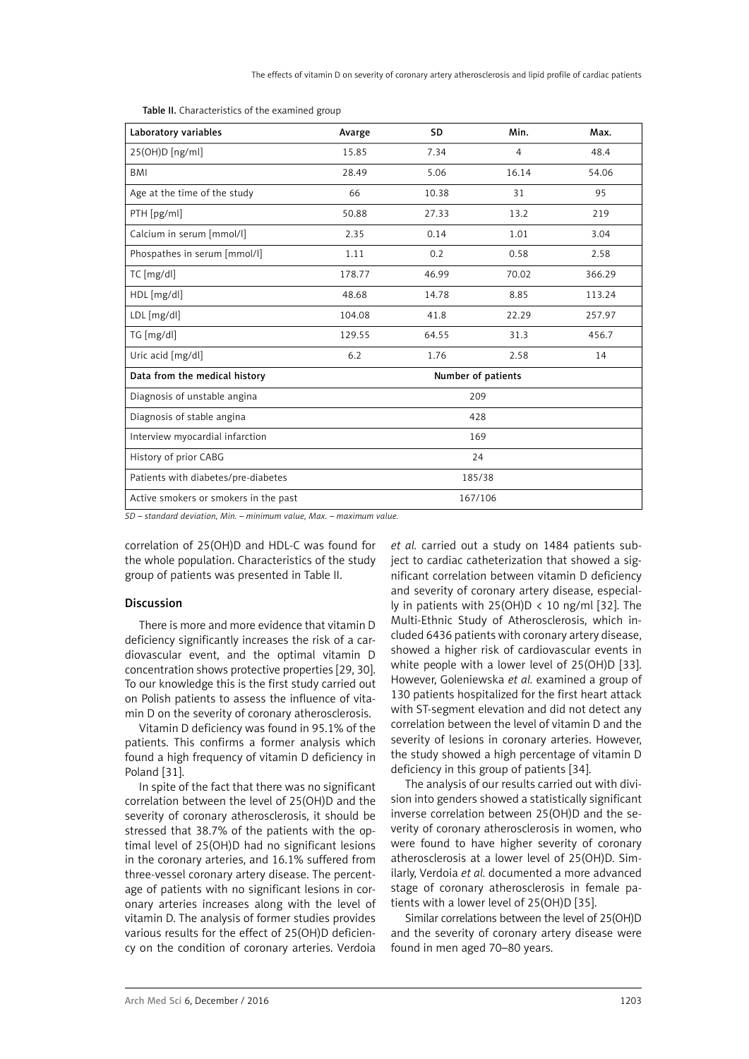Table II. Characteristics of the examined group

| Laboratory variables | Avarge | SD | Min. | Max. |
|---|---|---|---|---|
| 25(OH)D [ng/ml] | 15.85 | 7.34 | 4 | 48.4 |
| BMI | 28.49 | 5.06 | 16.14 | 54.06 |
| Age at the time of the study | 66 | 10.38 | 31 | 95 |
| PTH [pg/ml] | 50.88 | 27.33 | 13.2 | 219 |
| Calcium in serum [mmol/l] | 2.35 | 0.14 | 1.01 | 3.04 |
| Phospathes in serum [mmol/l] | 1.11 | 0.2 | 0.58 | 2.58 |
| TC [mg/dl] | 178.77 | 46.99 | 70.02 | 366.29 |
| HDL [mg/dl] | 48.68 | 14.78 | 8.85 | 113.24 |
| LDL [mg/dl] | 104.08 | 41.8 | 22.29 | 257.97 |
| TG [mg/dl] | 129.55 | 64.55 | 31.3 | 456.7 |
| Uric acid [mg/dl] | 6.2 | 1.76 | 2.58 | 14 |
| **Data from the medical history** | **Number of patients** | | | |
| Diagnosis of unstable angina | 209 | | | |
| Diagnosis of stable angina | 428 | | | |
| Interview myocardial infarction | 169 | | | |
| History of prior CABG | 24 | | | |
| Patients with diabetes/pre-diabetes | 185/38 | | | |
| Active smokers or smokers in the past | 167/106 | | | |

*SD – standard deviation, Min. – minimum value, Max. – maximum value.*

correlation of 25(OH)D and HDL-C was found for the whole population. Characteristics of the study group of patients was presented in Table II.

## Discussion

There is more and more evidence that vitamin D deficiency significantly increases the risk of a cardiovascular event, and the optimal vitamin D concentration shows protective properties [29, 30]. To our knowledge this is the first study carried out on Polish patients to assess the influence of vitamin D on the severity of coronary atherosclerosis.

Vitamin D deficiency was found in 95.1% of the patients. This confirms a former analysis which found a high frequency of vitamin D deficiency in Poland [31].

In spite of the fact that there was no significant correlation between the level of 25(OH)D and the severity of coronary atherosclerosis, it should be stressed that 38.7% of the patients with the optimal level of 25(OH)D had no significant lesions in the coronary arteries, and 16.1% suffered from three-vessel coronary artery disease. The percentage of patients with no significant lesions in coronary arteries increases along with the level of vitamin D. The analysis of former studies provides various results for the effect of 25(OH)D deficiency on the condition of coronary arteries. Verdoia *et al.* carried out a study on 1484 patients subject to cardiac catheterization that showed a significant correlation between vitamin D deficiency and severity of coronary artery disease, especially in patients with 25(OH)D < 10 ng/ml [32]. The Multi-Ethnic Study of Atherosclerosis, which included 6436 patients with coronary artery disease, showed a higher risk of cardiovascular events in white people with a lower level of 25(OH)D [33]. However, Goleniewska *et al.* examined a group of 130 patients hospitalized for the first heart attack with ST-segment elevation and did not detect any correlation between the level of vitamin D and the severity of lesions in coronary arteries. However, the study showed a high percentage of vitamin D deficiency in this group of patients [34].

The analysis of our results carried out with division into genders showed a statistically significant inverse correlation between 25(OH)D and the severity of coronary atherosclerosis in women, who were found to have higher severity of coronary atherosclerosis at a lower level of 25(OH)D. Similarly, Verdoia *et al.* documented a more advanced stage of coronary atherosclerosis in female patients with a lower level of 25(OH)D [35].

Similar correlations between the level of 25(OH)D and the severity of coronary artery disease were found in men aged 70–80 years.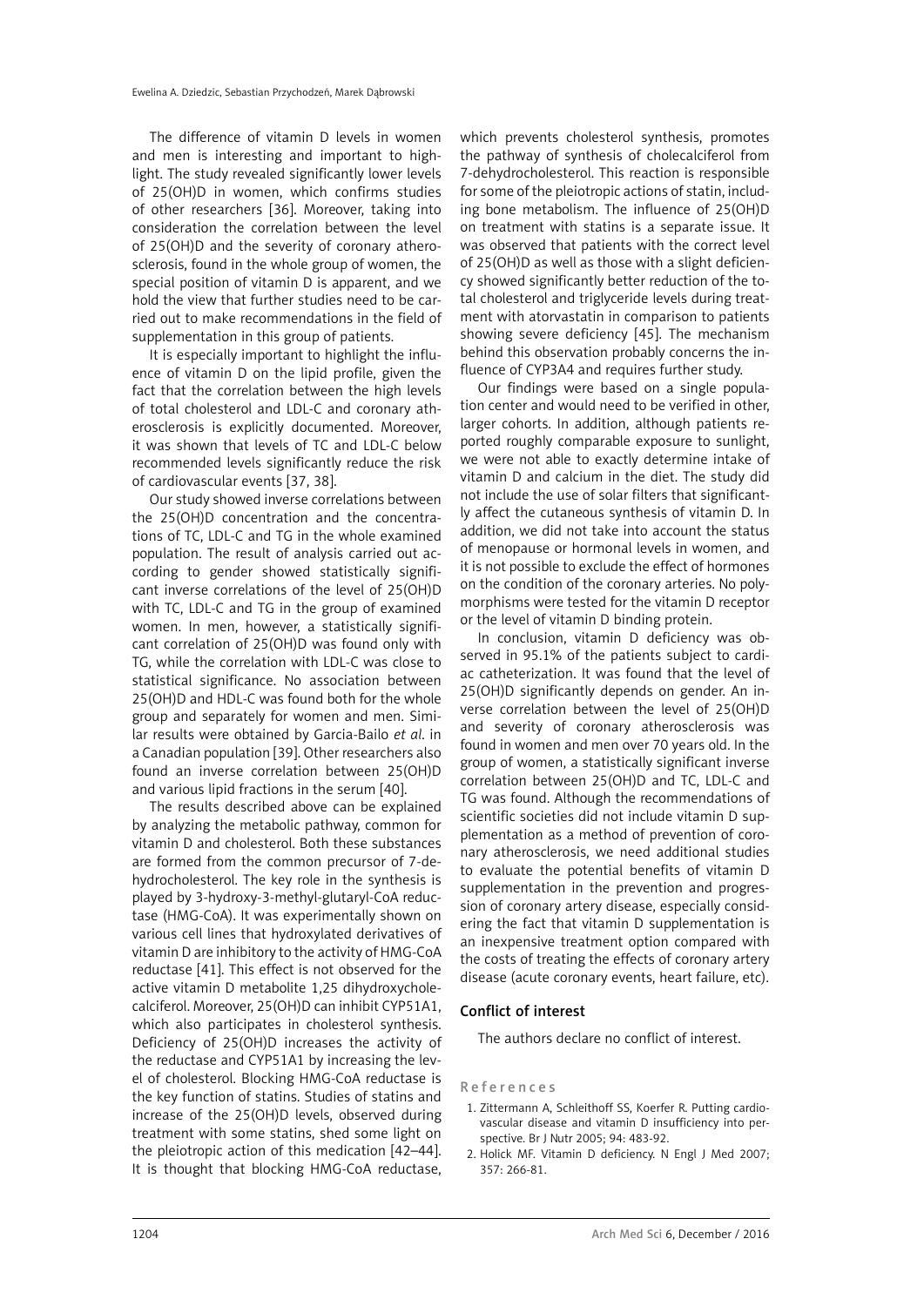The difference of vitamin D levels in women and men is interesting and important to highlight. The study revealed significantly lower levels of 25(OH)D in women, which confirms studies of other researchers [36]. Moreover, taking into consideration the correlation between the level of 25(OH)D and the severity of coronary atherosclerosis, found in the whole group of women, the special position of vitamin D is apparent, and we hold the view that further studies need to be carried out to make recommendations in the field of supplementation in this group of patients.

It is especially important to highlight the influence of vitamin D on the lipid profile, given the fact that the correlation between the high levels of total cholesterol and LDL-C and coronary atherosclerosis is explicitly documented. Moreover, it was shown that levels of TC and LDL-C below recommended levels significantly reduce the risk of cardiovascular events [37, 38].

Our study showed inverse correlations between the 25(OH)D concentration and the concentrations of TC, LDL-C and TG in the whole examined population. The result of analysis carried out according to gender showed statistically significant inverse correlations of the level of 25(OH)D with TC, LDL-C and TG in the group of examined women. In men, however, a statistically significant correlation of 25(OH)D was found only with TG, while the correlation with LDL-C was close to statistical significance. No association between 25(OH)D and HDL-C was found both for the whole group and separately for women and men. Similar results were obtained by Garcia-Bailo *et al*. in a Canadian population [39]. Other researchers also found an inverse correlation between 25(OH)D and various lipid fractions in the serum [40].

The results described above can be explained by analyzing the metabolic pathway, common for vitamin D and cholesterol. Both these substances are formed from the common precursor of 7-dehydrocholesterol. The key role in the synthesis is played by 3-hydroxy-3-methyl-glutaryl-CoA reductase (HMG-CoA). It was experimentally shown on various cell lines that hydroxylated derivatives of vitamin D are inhibitory to the activity of HMG-CoA reductase [41]. This effect is not observed for the active vitamin D metabolite 1,25 dihydroxycholecalciferol. Moreover, 25(OH)D can inhibit CYP51A1, which also participates in cholesterol synthesis. Deficiency of 25(OH)D increases the activity of the reductase and CYP51A1 by increasing the level of cholesterol. Blocking HMG-CoA reductase is the key function of statins. Studies of statins and increase of the 25(OH)D levels, observed during treatment with some statins, shed some light on the pleiotropic action of this medication [42–44]. It is thought that blocking HMG-CoA reductase, which prevents cholesterol synthesis, promotes the pathway of synthesis of cholecalciferol from 7-dehydrocholesterol. This reaction is responsible for some of the pleiotropic actions of statin, including bone metabolism. The influence of 25(OH)D on treatment with statins is a separate issue. It was observed that patients with the correct level of 25(OH)D as well as those with a slight deficiency showed significantly better reduction of the total cholesterol and triglyceride levels during treatment with atorvastatin in comparison to patients showing severe deficiency [45]. The mechanism behind this observation probably concerns the influence of CYP3A4 and requires further study.

Our findings were based on a single population center and would need to be verified in other, larger cohorts. In addition, although patients reported roughly comparable exposure to sunlight, we were not able to exactly determine intake of vitamin D and calcium in the diet. The study did not include the use of solar filters that significantly affect the cutaneous synthesis of vitamin D. In addition, we did not take into account the status of menopause or hormonal levels in women, and it is not possible to exclude the effect of hormones on the condition of the coronary arteries. No polymorphisms were tested for the vitamin D receptor or the level of vitamin D binding protein.

In conclusion, vitamin D deficiency was observed in 95.1% of the patients subject to cardiac catheterization. It was found that the level of 25(OH)D significantly depends on gender. An inverse correlation between the level of 25(OH)D and severity of coronary atherosclerosis was found in women and men over 70 years old. In the group of women, a statistically significant inverse correlation between 25(OH)D and TC, LDL-C and TG was found. Although the recommendations of scientific societies did not include vitamin D supplementation as a method of prevention of coronary atherosclerosis, we need additional studies to evaluate the potential benefits of vitamin D supplementation in the prevention and progression of coronary artery disease, especially considering the fact that vitamin D supplementation is an inexpensive treatment option compared with the costs of treating the effects of coronary artery disease (acute coronary events, heart failure, etc).

## Conflict of interest

The authors declare no conflict of interest.

## References

1. Zittermann A, Schleithoff SS, Koerfer R. Putting cardiovascular disease and vitamin D insufficiency into perspective. Br J Nutr 2005; 94: 483-92.
2. Holick MF. Vitamin D deficiency. N Engl J Med 2007; 357: 266-81.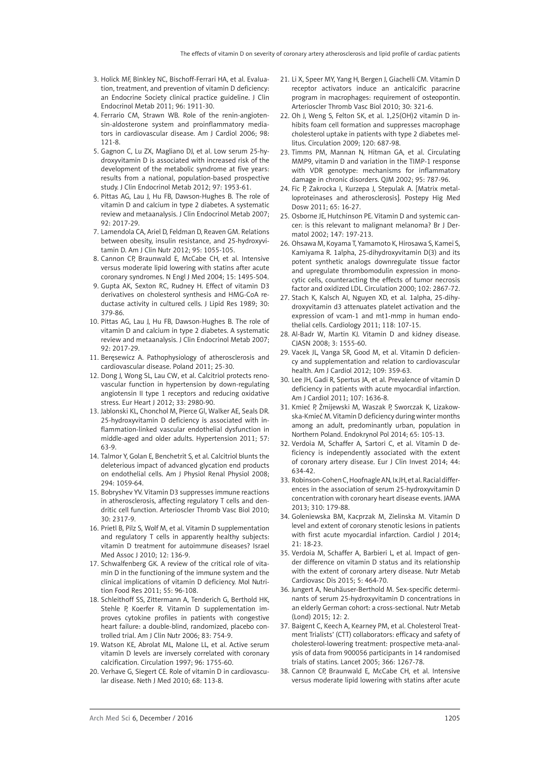3. Holick MF, Binkley NC, Bischoff-Ferrari HA, et al. Evaluation, treatment, and prevention of vitamin D deficiency: an Endocrine Society clinical practice guideline. J Clin Endocrinol Metab 2011; 96: 1911-30.
4. Ferrario CM, Strawn WB. Role of the renin-angiotensin-aldosterone system and proinflammatory mediators in cardiovascular disease. Am J Cardiol 2006; 98: 121-8.
5. Gagnon C, Lu ZX, Magliano DJ, et al. Low serum 25-hydroxyvitamin D is associated with increased risk of the development of the metabolic syndrome at five years: results from a national, population-based prospective study. J Clin Endocrinol Metab 2012; 97: 1953-61.
6. Pittas AG, Lau J, Hu FB, Dawson-Hughes B. The role of vitamin D and calcium in type 2 diabetes. A systematic review and metaanalysis. J Clin Endocrinol Metab 2007; 92: 2017-29.
7. Lamendola CA, Ariel D, Feldman D, Reaven GM. Relations between obesity, insulin resistance, and 25-hydroxyvitamin D. Am J Clin Nutr 2012; 95: 1055-105.
8. Cannon CP, Braunwald E, McCabe CH, et al. Intensive versus moderate lipid lowering with statins after acute coronary syndromes. N Engl J Med 2004; 15: 1495-504.
9. Gupta AK, Sexton RC, Rudney H. Effect of vitamin D3 derivatives on cholesterol synthesis and HMG-CoA reductase activity in cultured cells. J Lipid Res 1989; 30: 379-86.
10. Pittas AG, Lau J, Hu FB, Dawson-Hughes B. The role of vitamin D and calcium in type 2 diabetes. A systematic review and metaanalysis. J Clin Endocrinol Metab 2007; 92: 2017-29.
11. Beręsewicz A. Pathophysiology of atherosclerosis and cardiovascular disease. Poland 2011; 25-30.
12. Dong J, Wong SL, Lau CW, et al. Calcitriol protects renovascular function in hypertension by down-regulating angiotensin II type 1 receptors and reducing oxidative stress. Eur Heart J 2012; 33: 2980-90.
13. Jablonski KL, Chonchol M, Pierce GI, Walker AE, Seals DR. 25-hydroxyvitamin D deficiency is associated with inflammation-linked vascular endothelial dysfunction in middle-aged and older adults. Hypertension 2011; 57: 63-9.
14. Talmor Y, Golan E, Benchetrit S, et al. Calcitriol blunts the deleterious impact of advanced glycation end products on endothelial cells. Am J Physiol Renal Physiol 2008; 294: 1059-64.
15. Bobryshev YV. Vitamin D3 suppresses immune reactions in atherosclerosis, affecting regulatory T cells and dendritic cell function. Arterioscler Thromb Vasc Biol 2010; 30: 2317-9.
16. Prietl B, Pilz S, Wolf M, et al. Vitamin D supplementation and regulatory T cells in apparently healthy subjects: vitamin D treatment for autoimmune diseases? Israel Med Assoc J 2010; 12: 136-9.
17. Schwalfenberg GK. A review of the critical role of vitamin D in the functioning of the immune system and the clinical implications of vitamin D deficiency. Mol Nutrition Food Res 2011; 55: 96-108.
18. Schleithoff SS, Zittermann A, Tenderich G, Berthold HK, Stehle P, Koerfer R. Vitamin D supplementation improves cytokine profiles in patients with congestive heart failure: a double-blind, randomized, placebo controlled trial. Am J Clin Nutr 2006; 83: 754-9.
19. Watson KE, Abrolat ML, Malone LL, et al. Active serum vitamin D levels are inversely correlated with coronary calcification. Circulation 1997; 96: 1755-60.
20. Verhave G, Siegert CE. Role of vitamin D in cardiovascular disease. Neth J Med 2010; 68: 113-8.
21. Li X, Speer MY, Yang H, Bergen J, Giachelli CM. Vitamin D receptor activators induce an anticalcific paracrine program in macrophages: requirement of osteopontin. Arterioscler Thromb Vasc Biol 2010; 30: 321-6.
22. Oh J, Weng S, Felton SK, et al. 1,25(OH)2 vitamin D inhibits foam cell formation and suppresses macrophage cholesterol uptake in patients with type 2 diabetes mellitus. Circulation 2009; 120: 687-98.
23. Timms PM, Mannan N, Hitman GA, et al. Circulating MMP9, vitamin D and variation in the TIMP-1 response with VDR genotype: mechanisms for inflammatory damage in chronic disorders. QJM 2002; 95: 787-96.
24. Fic P, Zakrocka I, Kurzepa J, Stepulak A. [Matrix metalloproteinases and atherosclerosis]. Postepy Hig Med Dosw 2011; 65: 16-27.
25. Osborne JE, Hutchinson PE. Vitamin D and systemic cancer: is this relevant to malignant melanoma? Br J Dermatol 2002; 147: 197-213.
26. Ohsawa M, Koyama T, Yamamoto K, Hirosawa S, Kamei S, Kamiyama R. 1alpha, 25-dihydroxyvitamin D(3) and its potent synthetic analogs downregulate tissue factor and upregulate thrombomodulin expression in monocytic cells, counteracting the effects of tumor necrosis factor and oxidized LDL. Circulation 2000; 102: 2867-72.
27. Stach K, Kalsch AI, Nguyen XD, et al. 1alpha, 25-dihydroxyvitamin d3 attenuates platelet activation and the expression of vcam-1 and mt1-mmp in human endothelial cells. Cardiology 2011; 118: 107-15.
28. Al-Badr W, Martin KJ. Vitamin D and kidney disease. CJASN 2008; 3: 1555-60.
29. Vacek JL, Vanga SR, Good M, et al. Vitamin D deficiency and supplementation and relation to cardiovascular health. Am J Cardiol 2012; 109: 359-63.
30. Lee JH, Gadi R, Spertus JA, et al. Prevalence of vitamin D deficiency in patients with acute myocardial infarction. Am J Cardiol 2011; 107: 1636-8.
31. Kmieć P, Żmijewski M, Waszak P, Sworczak K, Lizakowska-Kmieć M. Vitamin D deficiency during winter months among an adult, predominantly urban, population in Northern Poland. Endokrynol Pol 2014; 65: 105-13.
32. Verdoia M, Schaffer A, Sartori C, et al. Vitamin D deficiency is independently associated with the extent of coronary artery disease. Eur J Clin Invest 2014; 44: 634-42.
33. Robinson-Cohen C, Hoofnagle AN, Ix JH, et al. Racial differences in the association of serum 25-hydroxyvitamin D concentration with coronary heart disease events. JAMA 2013; 310: 179-88.
34. Goleniewska BM, Kacprzak M, Zielinska M. Vitamin D level and extent of coronary stenotic lesions in patients with first acute myocardial infarction. Cardiol J 2014; 21: 18-23.
35. Verdoia M, Schaffer A, Barbieri L, et al. Impact of gender difference on vitamin D status and its relationship with the extent of coronary artery disease. Nutr Metab Cardiovasc Dis 2015; 5: 464-70.
36. Jungert A, Neuhäuser-Berthold M. Sex-specific determinants of serum 25-hydroxyvitamin D concentrations in an elderly German cohort: a cross-sectional. Nutr Metab (Lond) 2015; 12: 2.
37. Baigent C, Keech A, Kearney PM, et al. Cholesterol Treatment Trialists' (CTT) collaborators: efficacy and safety of cholesterol-lowering treatment: prospective meta-analysis of data from 900056 participants in 14 randomised trials of statins. Lancet 2005; 366: 1267-78.
38. Cannon CP, Braunwald E, McCabe CH, et al. Intensive versus moderate lipid lowering with statins after acute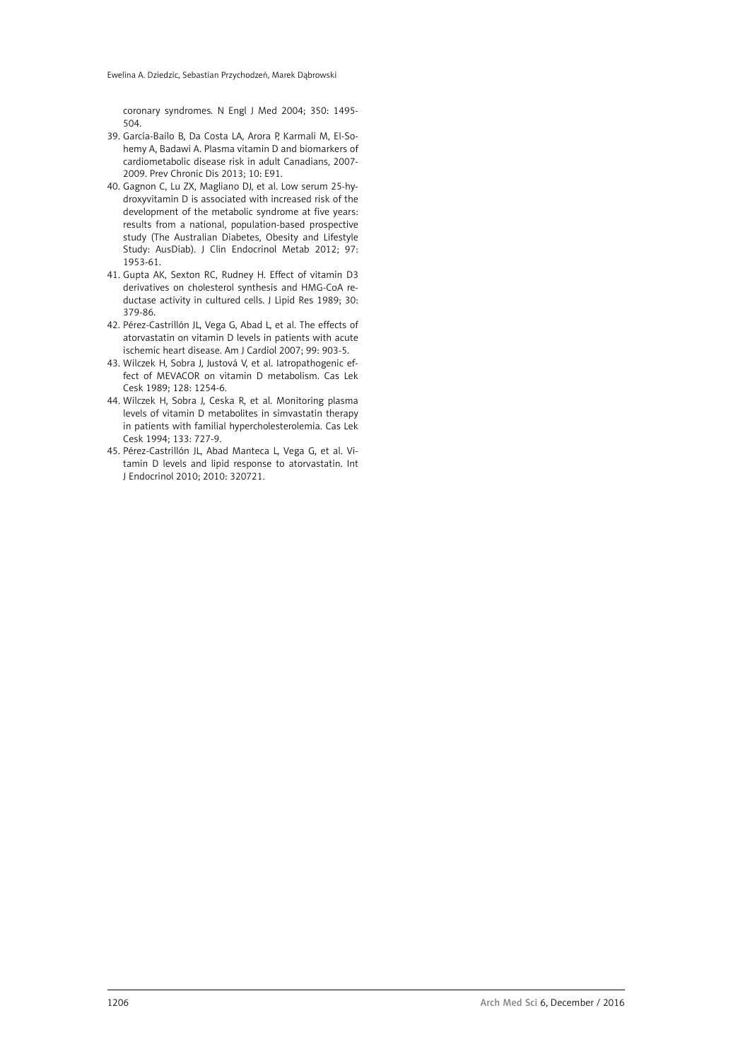coronary syndromes. N Engl J Med 2004; 350: 1495-504.

39. García-Bailo B, Da Costa LA, Arora P, Karmali M, El-Sohemy A, Badawi A. Plasma vitamin D and biomarkers of cardiometabolic disease risk in adult Canadians, 2007-2009. Prev Chronic Dis 2013; 10: E91.
40. Gagnon C, Lu ZX, Magliano DJ, et al. Low serum 25-hydroxyvitamin D is associated with increased risk of the development of the metabolic syndrome at five years: results from a national, population-based prospective study (The Australian Diabetes, Obesity and Lifestyle Study: AusDiab). J Clin Endocrinol Metab 2012; 97: 1953-61.
41. Gupta AK, Sexton RC, Rudney H. Effect of vitamin D3 derivatives on cholesterol synthesis and HMG-CoA reductase activity in cultured cells. J Lipid Res 1989; 30: 379-86.
42. Pérez-Castrillón JL, Vega G, Abad L, et al. The effects of atorvastatin on vitamin D levels in patients with acute ischemic heart disease. Am J Cardiol 2007; 99: 903-5.
43. Wilczek H, Sobra J, Justová V, et al. Iatropathogenic effect of MEVACOR on vitamin D metabolism. Cas Lek Cesk 1989; 128: 1254-6.
44. Wilczek H, Sobra J, Ceska R, et al. Monitoring plasma levels of vitamin D metabolites in simvastatin therapy in patients with familial hypercholesterolemia. Cas Lek Cesk 1994; 133: 727-9.
45. Pérez-Castrillón JL, Abad Manteca L, Vega G, et al. Vitamin D levels and lipid response to atorvastatin. Int J Endocrinol 2010; 2010: 320721.